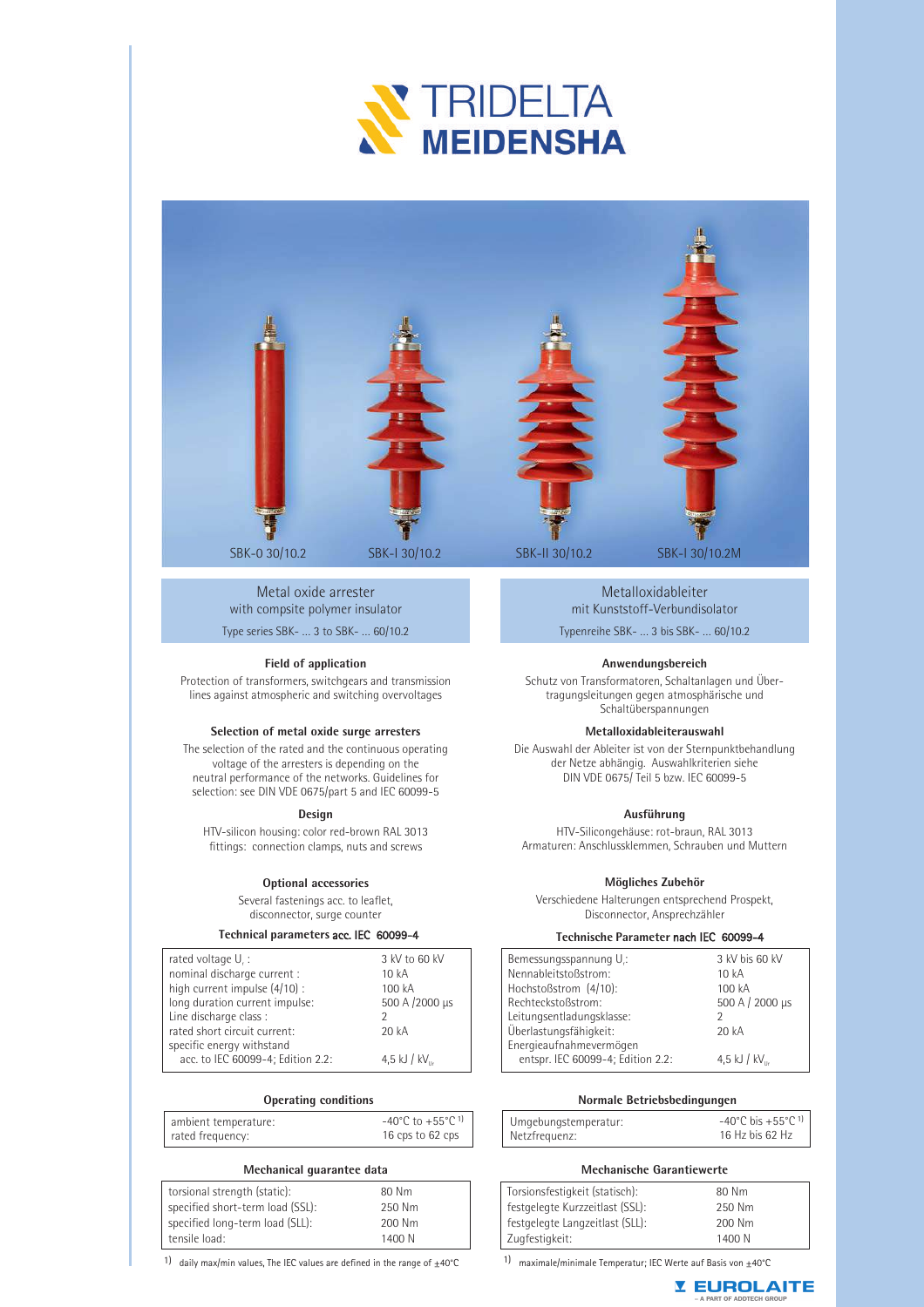# TRIDELTA MEIDENSHA

SBK-0 30/10.2 SBK-I 30/10.2 SBK-II 30/10.2 SBK-I 30/10.2M

## Metal oxide arrester with compsite polymer insulator

Type series SBK- ... 3 to SBK- ... 60/10.2

### Field of application

Protection of transformers, switchgears and transmission lines against atmospheric and switching overvoltages

### Selection of metal oxide surge arresters

The selection of the rated and the continuous operating voltage of the arresters is depending on the neutral performance of the networks. Guidelines for selection: see DIN VDE 0675/part 5 and IEC 60099-5

### Design

HTV-silicon housing: color red-brown RAL 3013
fittings: connection clamps, nuts and screws

### Optional accessories

Several fastenings acc. to leaflet, disconnector, surge counter

### Technical parameters acc. IEC 60099-4

| | |
|---|---|
| rated voltage $U_r$ : | 3 kV to 60 kV |
| nominal discharge current : | 10 kA |
| high current impulse (4/10) : | 100 kA |
| long duration current impulse: | 500 A /2000 µs |
| Line discharge class : | 2 |
| rated short circuit current: | 20 kA |
| specific energy withstand acc. to IEC 60099-4; Edition 2.2: | 4,5 kJ / $kV_{Ur}$ |

### Operating conditions

| | |
|---|---|
| ambient temperature: | -40°C to +55°C [1] |
| rated frequency: | 16 cps to 62 cps |

### Mechanical guarantee data

| | |
|---|---|
| torsional strength (static): | 80 Nm |
| specified short-term load (SSL): | 250 Nm |
| specified long-term load (SLL): | 200 Nm |
| tensile load: | 1400 N |

[1] daily max/min values, The IEC values are defined in the range of ±40°C

## Metalloxidableiter mit Kunststoff-Verbundisolator

Typenreihe SBK- ... 3 bis SBK- ... 60/10.2

### Anwendungsbereich

Schutz von Transformatoren, Schaltanlagen und Übertragungsleitungen gegen atmosphärische und Schaltüberspannungen

### Metalloxidableiterauswahl

Die Auswahl der Ableiter ist von der Sternpunktbehandlung der Netze abhängig. Auswahlkriterien siehe DIN VDE 0675/ Teil 5 bzw. IEC 60099-5

### Ausführung

HTV-Silicongehäuse: rot-braun, RAL 3013
Armaturen: Anschlussklemmen, Schrauben und Muttern

### Mögliches Zubehör

Verschiedene Halterungen entsprechend Prospekt, Disconnector, Ansprechzähler

### Technische Parameter nach IEC 60099-4

| | |
|---|---|
| Bemessungsspannung $U_r$: | 3 kV bis 60 kV |
| Nennableitstoßstrom: | 10 kA |
| Hochstoßstrom (4/10): | 100 kA |
| Rechteckstoßstrom: | 500 A / 2000 µs |
| Leitungsentladungsklasse: | 2 |
| Überlastungsfähigkeit: | 20 kA |
| Energieaufnahmevermögen entspr. IEC 60099-4; Edition 2.2: | 4,5 kJ / $kV_{Ur}$ |

### Normale Betriebsbedingungen

| | |
|---|---|
| Umgebungstemperatur: | -40°C bis +55°C [1] |
| Netzfrequenz: | 16 Hz bis 62 Hz |

### Mechanische Garantiewerte

| | |
|---|---|
| Torsionsfestigkeit (statisch): | 80 Nm |
| festgelegte Kurzzeitlast (SSL): | 250 Nm |
| festgelegte Langzeitlast (SLL): | 200 Nm |
| Zugfestigkeit: | 1400 N |

[1] maximale/minimale Temperatur; IEC Werte auf Basis von ±40°C

EUROLAITE – A PART OF ADDTECH GROUP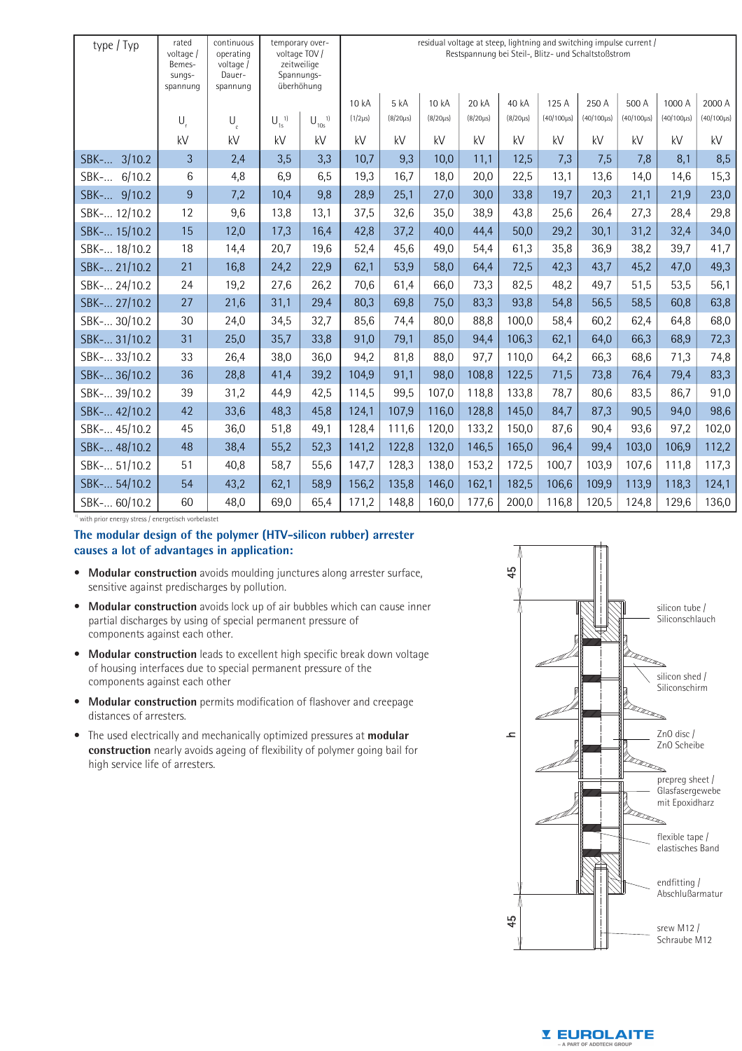| type / Typ | rated voltage / Bemes-sungs-spannung | continuous operating voltage / Dauer-spannung | temporary over-voltage TOV / zeitweilige Spannungs-überhöhung | | residual voltage at steep, lightning and switching impulse current / Restspannung bei Steil-, Blitz- und Schaltstoßstrom | | | | | | | | | |
|---|---|---|---|---|---|---|---|---|---|---|---|---|---|---|
| | | | | | 10 kA (1/2µs) | 5 kA (8/20µs) | 10 kA (8/20µs) | 20 kA (8/20µs) | 40 kA (8/20µs) | 125 A (40/100µs) | 250 A (40/100µs) | 500 A (40/100µs) | 1000 A (40/100µs) | 2000 A (40/100µs) |
| | $U_r$ | $U_c$ | $U_{1s}$ [1] | $U_{10s}$ [1] | | | | | | | | | | |
| | kV | kV | kV | kV | kV | kV | kV | kV | kV | kV | kV | kV | kV | kV |
| SBK-... 3/10.2 | 3 | 2,4 | 3,5 | 3,3 | 10,7 | 9,3 | 10,0 | 11,1 | 12,5 | 7,3 | 7,5 | 7,8 | 8,1 | 8,5 |
| SBK-... 6/10.2 | 6 | 4,8 | 6,9 | 6,5 | 19,3 | 16,7 | 18,0 | 20,0 | 22,5 | 13,1 | 13,6 | 14,0 | 14,6 | 15,3 |
| SBK-... 9/10.2 | 9 | 7,2 | 10,4 | 9,8 | 28,9 | 25,1 | 27,0 | 30,0 | 33,8 | 19,7 | 20,3 | 21,1 | 21,9 | 23,0 |
| SBK-... 12/10.2 | 12 | 9,6 | 13,8 | 13,1 | 37,5 | 32,6 | 35,0 | 38,9 | 43,8 | 25,6 | 26,4 | 27,3 | 28,4 | 29,8 |
| SBK-... 15/10.2 | 15 | 12,0 | 17,3 | 16,4 | 42,8 | 37,2 | 40,0 | 44,4 | 50,0 | 29,2 | 30,1 | 31,2 | 32,4 | 34,0 |
| SBK-... 18/10.2 | 18 | 14,4 | 20,7 | 19,6 | 52,4 | 45,6 | 49,0 | 54,4 | 61,3 | 35,8 | 36,9 | 38,2 | 39,7 | 41,7 |
| SBK-... 21/10.2 | 21 | 16,8 | 24,2 | 22,9 | 62,1 | 53,9 | 58,0 | 64,4 | 72,5 | 42,3 | 43,7 | 45,2 | 47,0 | 49,3 |
| SBK-... 24/10.2 | 24 | 19,2 | 27,6 | 26,2 | 70,6 | 61,4 | 66,0 | 73,3 | 82,5 | 48,2 | 49,7 | 51,5 | 53,5 | 56,1 |
| SBK-... 27/10.2 | 27 | 21,6 | 31,1 | 29,4 | 80,3 | 69,8 | 75,0 | 83,3 | 93,8 | 54,8 | 56,5 | 58,5 | 60,8 | 63,8 |
| SBK-... 30/10.2 | 30 | 24,0 | 34,5 | 32,7 | 85,6 | 74,4 | 80,0 | 88,8 | 100,0 | 58,4 | 60,2 | 62,4 | 64,8 | 68,0 |
| SBK-... 31/10.2 | 31 | 25,0 | 35,7 | 33,8 | 91,0 | 79,1 | 85,0 | 94,4 | 106,3 | 62,1 | 64,0 | 66,3 | 68,9 | 72,3 |
| SBK-... 33/10.2 | 33 | 26,4 | 38,0 | 36,0 | 94,2 | 81,8 | 88,0 | 97,7 | 110,0 | 64,2 | 66,3 | 68,6 | 71,3 | 74,8 |
| SBK-... 36/10.2 | 36 | 28,8 | 41,4 | 39,2 | 104,9 | 91,1 | 98,0 | 108,8 | 122,5 | 71,5 | 73,8 | 76,4 | 79,4 | 83,3 |
| SBK-... 39/10.2 | 39 | 31,2 | 44,9 | 42,5 | 114,5 | 99,5 | 107,0 | 118,8 | 133,8 | 78,7 | 80,6 | 83,5 | 86,7 | 91,0 |
| SBK-... 42/10.2 | 42 | 33,6 | 48,3 | 45,8 | 124,1 | 107,9 | 116,0 | 128,8 | 145,0 | 84,7 | 87,3 | 90,5 | 94,0 | 98,6 |
| SBK-... 45/10.2 | 45 | 36,0 | 51,8 | 49,1 | 128,4 | 111,6 | 120,0 | 133,2 | 150,0 | 87,6 | 90,4 | 93,6 | 97,2 | 102,0 |
| SBK-... 48/10.2 | 48 | 38,4 | 55,2 | 52,3 | 141,2 | 122,8 | 132,0 | 146,5 | 165,0 | 96,4 | 99,4 | 103,0 | 106,9 | 112,2 |
| SBK-... 51/10.2 | 51 | 40,8 | 58,7 | 55,6 | 147,7 | 128,3 | 138,0 | 153,2 | 172,5 | 100,7 | 103,9 | 107,6 | 111,8 | 117,3 |
| SBK-... 54/10.2 | 54 | 43,2 | 62,1 | 58,9 | 156,2 | 135,8 | 146,0 | 162,1 | 182,5 | 106,6 | 109,9 | 113,9 | 118,3 | 124,1 |
| SBK-... 60/10.2 | 60 | 48,0 | 69,0 | 65,4 | 171,2 | 148,8 | 160,0 | 177,6 | 200,0 | 116,8 | 120,5 | 124,8 | 129,6 | 136,0 |

[1] with prior energy stress / energetisch vorbelastet

## The modular design of the polymer (HTV-silicon rubber) arrester causes a lot of advantages in application:

- **Modular construction** avoids moulding junctures along arrester surface, sensitive against predischarges by pollution.
- **Modular construction** avoids lock up of air bubbles which can cause inner partial discharges by using of special permanent pressure of components against each other.
- **Modular construction** leads to excellent high specific break down voltage of housing interfaces due to special permanent pressure of the components against each other
- **Modular construction** permits modification of flashover and creepage distances of arresters.
- The used electrically and mechanically optimized pressures at **modular construction** nearly avoids ageing of flexibility of polymer going bail for high service life of arresters.

45

h

45

silicon tube / Siliconschlauch

silicon shed / Siliconschirm

ZnO disc / ZnO Scheibe

prepreg sheet / Glasfasergewebe mit Epoxidharz

flexible tape / elastisches Band

endfitting / Abschlußarmatur

srew M12 / Schraube M12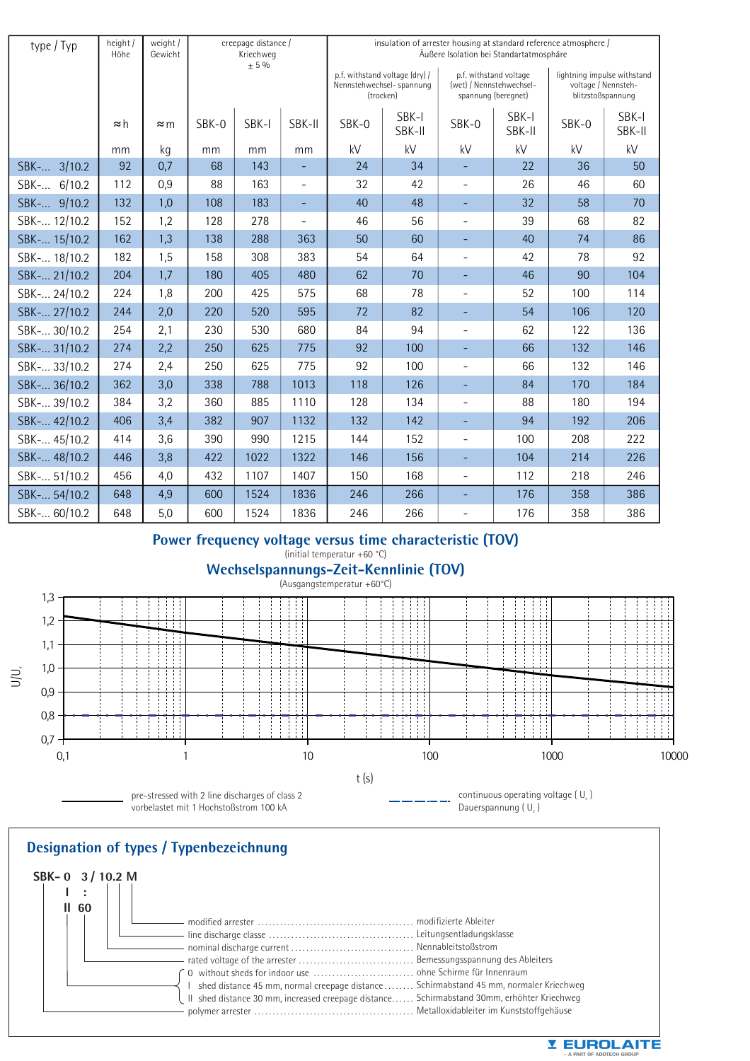| type / Typ | height / Höhe | weight / Gewicht | creepage distance / Kriechweg ± 5 % | | | insulation of arrester housing at standard reference atmosphere / Äußere Isolation bei Standartatmosphäre | | | | | |
|---|---|---|---|---|---|---|---|---|---|---|---|
| | | | | | | p.f. withstand voltage (dry) / Nennstehwechsel- spannung (trocken) | | p.f. withstand voltage (wet) / Nennstehwechsel-spannung (beregnet) | | lightning impulse withstand voltage / Nennsteh-blitzstoßspannung | |
| | ≈ h | ≈ m | SBK-0 | SBK-I | SBK-II | SBK-0 | SBK-I SBK-II | SBK-0 | SBK-I SBK-II | SBK-0 | SBK-I SBK-II |
| | mm | kg | mm | mm | mm | kV | kV | kV | kV | kV | kV |
| SBK-... 3/10.2 | 92 | 0,7 | 68 | 143 | - | 24 | 34 | - | 22 | 36 | 50 |
| SBK-... 6/10.2 | 112 | 0,9 | 88 | 163 | - | 32 | 42 | - | 26 | 46 | 60 |
| SBK-... 9/10.2 | 132 | 1,0 | 108 | 183 | - | 40 | 48 | - | 32 | 58 | 70 |
| SBK-... 12/10.2 | 152 | 1,2 | 128 | 278 | - | 46 | 56 | - | 39 | 68 | 82 |
| SBK-... 15/10.2 | 162 | 1,3 | 138 | 288 | 363 | 50 | 60 | - | 40 | 74 | 86 |
| SBK-... 18/10.2 | 182 | 1,5 | 158 | 308 | 383 | 54 | 64 | - | 42 | 78 | 92 |
| SBK-... 21/10.2 | 204 | 1,7 | 180 | 405 | 480 | 62 | 70 | - | 46 | 90 | 104 |
| SBK-... 24/10.2 | 224 | 1,8 | 200 | 425 | 575 | 68 | 78 | - | 52 | 100 | 114 |
| SBK-... 27/10.2 | 244 | 2,0 | 220 | 520 | 595 | 72 | 82 | - | 54 | 106 | 120 |
| SBK-... 30/10.2 | 254 | 2,1 | 230 | 530 | 680 | 84 | 94 | - | 62 | 122 | 136 |
| SBK-... 31/10.2 | 274 | 2,2 | 250 | 625 | 775 | 92 | 100 | - | 66 | 132 | 146 |
| SBK-... 33/10.2 | 274 | 2,4 | 250 | 625 | 775 | 92 | 100 | - | 66 | 132 | 146 |
| SBK-... 36/10.2 | 362 | 3,0 | 338 | 788 | 1013 | 118 | 126 | - | 84 | 170 | 184 |
| SBK-... 39/10.2 | 384 | 3,2 | 360 | 885 | 1110 | 128 | 134 | - | 88 | 180 | 194 |
| SBK-... 42/10.2 | 406 | 3,4 | 382 | 907 | 1132 | 132 | 142 | - | 94 | 192 | 206 |
| SBK-... 45/10.2 | 414 | 3,6 | 390 | 990 | 1215 | 144 | 152 | - | 100 | 208 | 222 |
| SBK-... 48/10.2 | 446 | 3,8 | 422 | 1022 | 1322 | 146 | 156 | - | 104 | 214 | 226 |
| SBK-... 51/10.2 | 456 | 4,0 | 432 | 1107 | 1407 | 150 | 168 | - | 112 | 218 | 246 |
| SBK-... 54/10.2 | 648 | 4,9 | 600 | 1524 | 1836 | 246 | 266 | - | 176 | 358 | 386 |
| SBK-... 60/10.2 | 648 | 5,0 | 600 | 1524 | 1836 | 246 | 266 | - | 176 | 358 | 386 |

## Power frequency voltage versus time characteristic (TOV)

(initial temperatur +60 °C)

## Wechselspannungs-Zeit-Kennlinie (TOV)

(Ausgangstemperatur +60°C)

$U/U_r$

1,3
1,2
1,1
1,0
0,9
0,8
0,7

0,1 1 10 100 1000 10000

t (s)

pre-stressed with 2 line discharges of class 2
vorbelastet mit 1 Hochstoßstrom 100 kA

continuous operating voltage ( $U_c$ )
Dauerspannung ( $U_c$ )

## Designation of types / Typenbezeichnung

**SBK- 0 3 / 10.2 M**
**I :**
**II 60**

- modified arrester ............ modifizierte Ableiter
- line discharge classe ............ Leitungsentladungsklasse
- nominal discharge current ............ Nennableitstoßstrom
- rated voltage of the arrester ............ Bemessungsspannung des Ableiters
- 0 without sheds for indoor use ............ ohne Schirme für Innenraum
- I shed distance 45 mm, normal creepage distance ........ Schirmabstand 45 mm, normaler Kriechweg
- II shed distance 30 mm, increased creepage distance...... Schirmabstand 30mm, erhöhter Kriechweg
- polymer arrester ............ Metalloxidableiter im Kunststoffgehäuse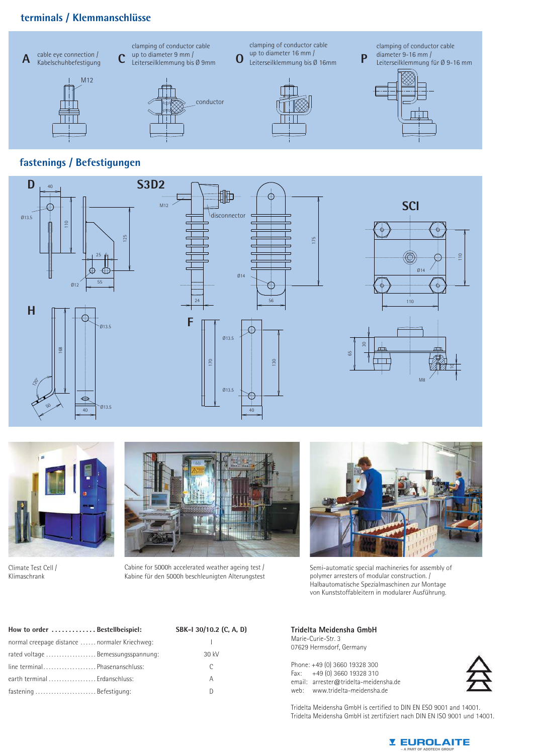## terminals / Klemmanschlüsse

**A** cable eye connection / Kabelschuhbefestigung

M12

**C** clamping of conductor cable up to diameter 9 mm / Leiterseilklemmung bis Ø 9mm

conductor

**O** clamping of conductor cable up to diameter 16 mm / Leiterseilklemmung bis Ø 16mm

**P** clamping of conductor cable diameter 9-16 mm / Leiterseilklemmung für Ø 9-16 mm

## fastenings / Befestigungen

**D**

40
Ø13.5
110
125
25
6
55
Ø12

**S3D2**

M12
disconnector
Ø14
175
24
56

**SCI**

110
Ø14
110
65
30
10
M8

**H**

168
120°
50
40
Ø13.5
Ø13.5

**F**

170
Ø13.5
Ø13.5
130
40

Climate Test Cell / Klimaschrank

Cabine for 5000h accelerated weather ageing test / Kabine für den 5000h beschleunigten Alterungstest

Semi-automatic special machineries for assembly of polymer arresters of modular construction. / Halbautomatische Spezialmaschinen zur Montage von Kunststoffableitern in modularer Ausführung.

| **How to order ............. Bestellbeispiel:** | **SBK-I 30/10.2 (C, A, D)** |
|---|---|
| normal creepage distance ...... normaler Kriechweg: | I |
| rated voltage .................... Bemessungsspannung: | 30 kV |
| line terminal..................... Phasenanschluss: | C |
| earth terminal .................. Erdanschluss: | A |
| fastening ........................ Befestigung: | D |

**Tridelta Meidensha GmbH**
Marie-Curie-Str. 3
07629 Hermsdorf, Germany

Phone: +49 (0) 3660 19328 300
Fax: +49 (0) 3660 19328 310
email: arrester@tridelta-meidensha.de
web: www.tridelta-meidensha.de

Tridelta Meidensha GmbH is certified to DIN EN ESO 9001 and 14001.
Tridelta Meidensha GmbH ist zertifiziert nach DIN EN ISO 9001 und 14001.

EUROLAITE – A PART OF ADDTECH GROUP